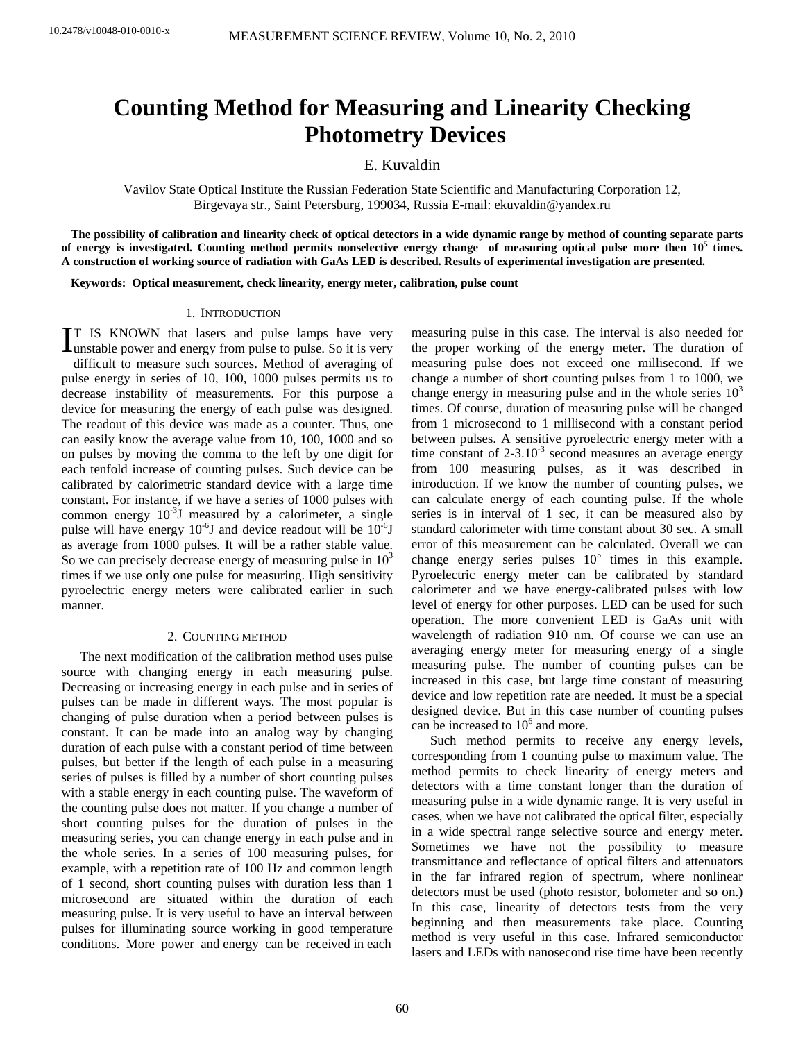# Counting Method for Measuring and Linearity Checking Photometry Devices

E. Kuvaldin

Vavilov State Optical Institute the Russian Federation State Scientific and Manufacturing Corporation 12, Birgevaya str., Saint Petersburg, 199034, Russia E-mail: ekuvaldin@yandex.ru

**The possibility of calibration and linearity check of optical detectors in a wide dynamic range by method of counting separate parts of energy is investigated. Counting method permits nonselective energy change of measuring optical pulse more then $10^5$ times. A construction of working source of radiation with GaAs LED is described. Results of experimental investigation are presented.**

**Keywords: Optical measurement, check linearity, energy meter, calibration, pulse count**

## 1. Introduction

IT IS KNOWN that lasers and pulse lamps have very unstable power and energy from pulse to pulse. So it is very difficult to measure such sources. Method of averaging of pulse energy in series of 10, 100, 1000 pulses permits us to decrease instability of measurements. For this purpose a device for measuring the energy of each pulse was designed. The readout of this device was made as a counter. Thus, one can easily know the average value from 10, 100, 1000 and so on pulses by moving the comma to the left by one digit for each tenfold increase of counting pulses. Such device can be calibrated by calorimetric standard device with a large time constant. For instance, if we have a series of 1000 pulses with common energy $10^{-3}$J measured by a calorimeter, a single pulse will have energy $10^{-6}$J and device readout will be $10^{-6}$J as average from 1000 pulses. It will be a rather stable value. So we can precisely decrease energy of measuring pulse in $10^3$ times if we use only one pulse for measuring. High sensitivity pyroelectric energy meters were calibrated earlier in such manner.

## 2. Counting method

The next modification of the calibration method uses pulse source with changing energy in each measuring pulse. Decreasing or increasing energy in each pulse and in series of pulses can be made in different ways. The most popular is changing of pulse duration when a period between pulses is constant. It can be made into an analog way by changing duration of each pulse with a constant period of time between pulses, but better if the length of each pulse in a measuring series of pulses is filled by a number of short counting pulses with a stable energy in each counting pulse. The waveform of the counting pulse does not matter. If you change a number of short counting pulses for the duration of pulses in the measuring series, you can change energy in each pulse and in the whole series. In a series of 100 measuring pulses, for example, with a repetition rate of 100 Hz and common length of 1 second, short counting pulses with duration less than 1 microsecond are situated within the duration of each measuring pulse. It is very useful to have an interval between pulses for illuminating source working in good temperature conditions. More power and energy can be received in each measuring pulse in this case. The interval is also needed for the proper working of the energy meter. The duration of measuring pulse does not exceed one millisecond. If we change a number of short counting pulses from 1 to 1000, we change energy in measuring pulse and in the whole series $10^3$ times. Of course, duration of measuring pulse will be changed from 1 microsecond to 1 millisecond with a constant period between pulses. A sensitive pyroelectric energy meter with a time constant of $2\text{-}3.10^{-3}$ second measures an average energy from 100 measuring pulses, as it was described in introduction. If we know the number of counting pulses, we can calculate energy of each counting pulse. If the whole series is in interval of 1 sec, it can be measured also by standard calorimeter with time constant about 30 sec. A small error of this measurement can be calculated. Overall we can change energy series pulses $10^5$ times in this example. Pyroelectric energy meter can be calibrated by standard calorimeter and we have energy-calibrated pulses with low level of energy for other purposes. LED can be used for such operation. The more convenient LED is GaAs unit with wavelength of radiation 910 nm. Of course we can use an averaging energy meter for measuring energy of a single measuring pulse. The number of counting pulses can be increased in this case, but large time constant of measuring device and low repetition rate are needed. It must be a special designed device. But in this case number of counting pulses can be increased to $10^6$ and more.

Such method permits to receive any energy levels, corresponding from 1 counting pulse to maximum value. The method permits to check linearity of energy meters and detectors with a time constant longer than the duration of measuring pulse in a wide dynamic range. It is very useful in cases, when we have not calibrated the optical filter, especially in a wide spectral range selective source and energy meter. Sometimes we have not the possibility to measure transmittance and reflectance of optical filters and attenuators in the far infrared region of spectrum, where nonlinear detectors must be used (photo resistor, bolometer and so on.) In this case, linearity of detectors tests from the very beginning and then measurements take place. Counting method is very useful in this case. Infrared semiconductor lasers and LEDs with nanosecond rise time have been recently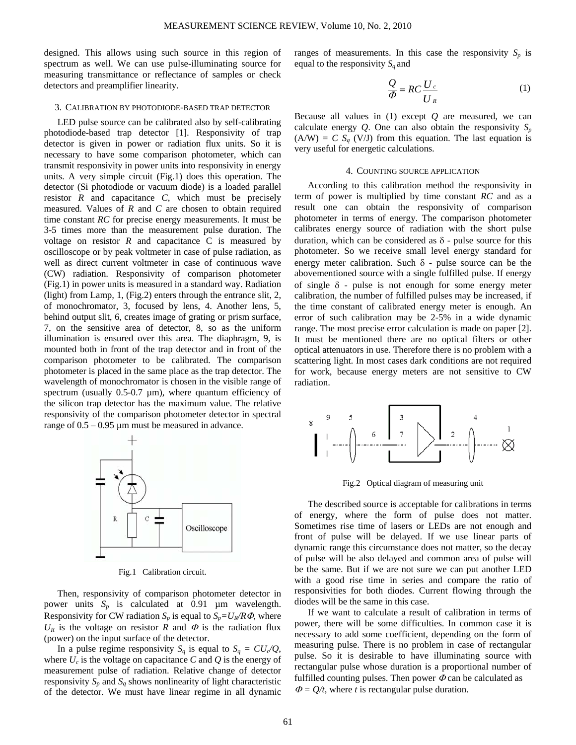designed. This allows using such source in this region of spectrum as well. We can use pulse-illuminating source for measuring transmittance or reflectance of samples or check detectors and preamplifier linearity.

## 3. Calibration by photodiode-based trap detector

LED pulse source can be calibrated also by self-calibrating photodiode-based trap detector [1]. Responsivity of trap detector is given in power or radiation flux units. So it is necessary to have some comparison photometer, which can transmit responsivity in power units into responsivity in energy units. A very simple circuit (Fig.1) does this operation. The detector (Si photodiode or vacuum diode) is a loaded parallel resistor $R$ and capacitance $C$, which must be precisely measured. Values of $R$ and $C$ are chosen to obtain required time constant $RC$ for precise energy measurements. It must be 3-5 times more than the measurement pulse duration. The voltage on resistor $R$ and capacitance C is measured by oscilloscope or by peak voltmeter in case of pulse radiation, as well as direct current voltmeter in case of continuous wave (CW) radiation. Responsivity of comparison photometer (Fig.1) in power units is measured in a standard way. Radiation (light) from Lamp, 1, (Fig.2) enters through the entrance slit, 2, of monochromator, 3, focused by lens, 4. Another lens, 5, behind output slit, 6, creates image of grating or prism surface, 7, on the sensitive area of detector, 8, so as the uniform illumination is ensured over this area. The diaphragm, 9, is mounted both in front of the trap detector and in front of the comparison photometer to be calibrated. The comparison photometer is placed in the same place as the trap detector. The wavelength of monochromator is chosen in the visible range of spectrum (usually 0.5-0.7 µm), where quantum efficiency of the silicon trap detector has the maximum value. The relative responsivity of the comparison photometer detector in spectral range of 0.5 – 0.95 µm must be measured in advance.

Fig.1 Calibration circuit.

Then, responsivity of comparison photometer detector in power units $S_p$ is calculated at 0.91 µm wavelength. Responsivity for CW radiation $S_p$ is equal to $S_p=U_R/R\Phi$, where $U_R$ is the voltage on resistor $R$ and $\Phi$ is the radiation flux (power) on the input surface of the detector.

In a pulse regime responsivity $S_q$ is equal to $S_q = CU_c/Q$, where $U_c$ is the voltage on capacitance $C$ and $Q$ is the energy of measurement pulse of radiation. Relative change of detector responsivity $S_p$ and $S_q$ shows nonlinearity of light characteristic of the detector. We must have linear regime in all dynamic ranges of measurements. In this case the responsivity $S_p$ is equal to the responsivity $S_q$ and

$$\frac{Q}{\Phi} = RC\frac{U_c}{U_R} \tag{1}$$

Because all values in (1) except $Q$ are measured, we can calculate energy $Q$. One can also obtain the responsivity $S_p$ (A/W) = $C$ $S_q$ (V/J) from this equation. The last equation is very useful for energetic calculations.

## 4. Counting source application

According to this calibration method the responsivity in term of power is multiplied by time constant $RC$ and as a result one can obtain the responsivity of comparison photometer in terms of energy. The comparison photometer calibrates energy source of radiation with the short pulse duration, which can be considered as $\delta$ - pulse source for this photometer. So we receive small level energy standard for energy meter calibration. Such $\delta$ - pulse source can be the abovementioned source with a single fulfilled pulse. If energy of single $\delta$ - pulse is not enough for some energy meter calibration, the number of fulfilled pulses may be increased, if the time constant of calibrated energy meter is enough. An error of such calibration may be 2-5% in a wide dynamic range. The most precise error calculation is made on paper [2]. It must be mentioned there are no optical filters or other optical attenuators in use. Therefore there is no problem with a scattering light. In most cases dark conditions are not required for work, because energy meters are not sensitive to CW radiation.

Fig.2 Optical diagram of measuring unit

The described source is acceptable for calibrations in terms of energy, where the form of pulse does not matter. Sometimes rise time of lasers or LEDs are not enough and front of pulse will be delayed. If we use linear parts of dynamic range this circumstance does not matter, so the decay of pulse will be also delayed and common area of pulse will be the same. But if we are not sure we can put another LED with a good rise time in series and compare the ratio of responsivities for both diodes. Current flowing through the diodes will be the same in this case.

If we want to calculate a result of calibration in terms of power, there will be some difficulties. In common case it is necessary to add some coefficient, depending on the form of measuring pulse. There is no problem in case of rectangular pulse. So it is desirable to have illuminating source with rectangular pulse whose duration is a proportional number of fulfilled counting pulses. Then power $\Phi$ can be calculated as $\Phi = Q/t$, where $t$ is rectangular pulse duration.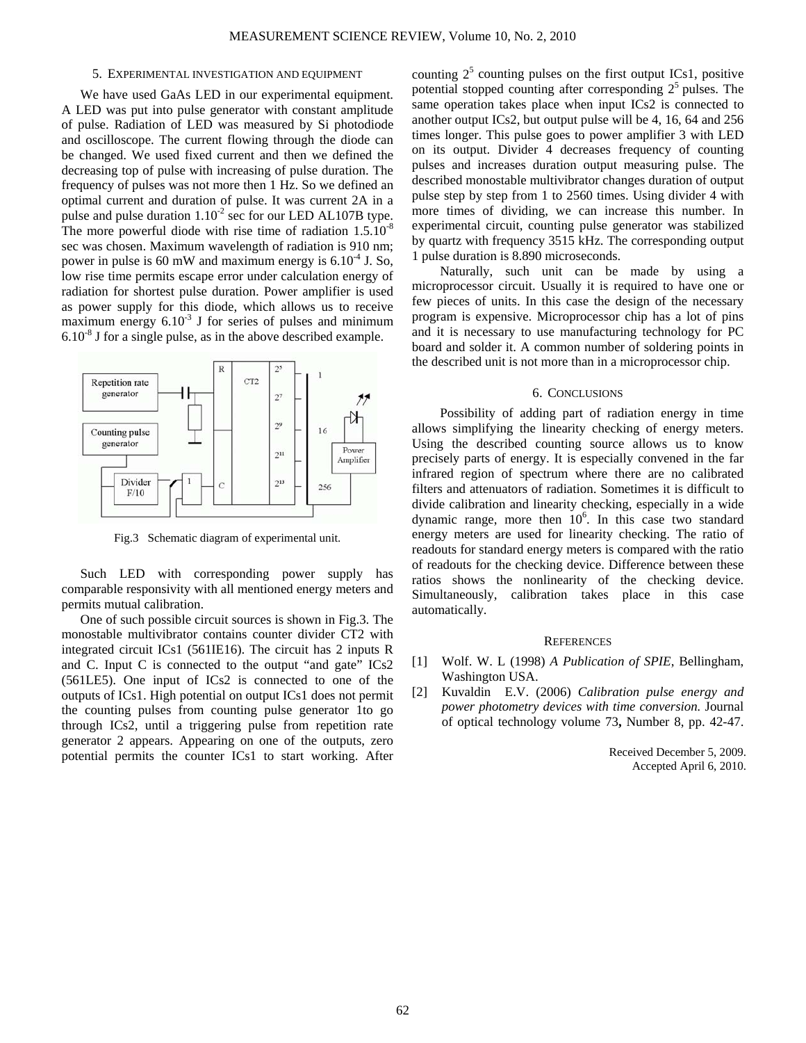## 5. EXPERIMENTAL INVESTIGATION AND EQUIPMENT

We have used GaAs LED in our experimental equipment. A LED was put into pulse generator with constant amplitude of pulse. Radiation of LED was measured by Si photodiode and oscilloscope. The current flowing through the diode can be changed. We used fixed current and then we defined the decreasing top of pulse with increasing of pulse duration. The frequency of pulses was not more then 1 Hz. So we defined an optimal current and duration of pulse. It was current 2A in a pulse and pulse duration $1.10^{-2}$ sec for our LED AL107B type. The more powerful diode with rise time of radiation $1.5.10^{-8}$ sec was chosen. Maximum wavelength of radiation is 910 nm; power in pulse is 60 mW and maximum energy is $6.10^{-4}$ J. So, low rise time permits escape error under calculation energy of radiation for shortest pulse duration. Power amplifier is used as power supply for this diode, which allows us to receive maximum energy $6.10^{-3}$ J for series of pulses and minimum $6.10^{-8}$ J for a single pulse, as in the above described example.

Repetition rate generator

Counting pulse generator

Divider F/10

1

R

C

CT2

$2^5$

$2^7$

$2^9$

$2^{11}$

$2^{13}$

1

16

256

Power Amplifier

Fig.3 Schematic diagram of experimental unit.

Such LED with corresponding power supply has comparable responsivity with all mentioned energy meters and permits mutual calibration.

One of such possible circuit sources is shown in Fig.3. The monostable multivibrator contains counter divider CT2 with integrated circuit ICs1 (561IE16). The circuit has 2 inputs R and C. Input C is connected to the output "and gate" ICs2 (561LE5). One input of ICs2 is connected to one of the outputs of ICs1. High potential on output ICs1 does not permit the counting pulses from counting pulse generator 1to go through ICs2, until a triggering pulse from repetition rate generator 2 appears. Appearing on one of the outputs, zero potential permits the counter ICs1 to start working. After counting $2^5$ counting pulses on the first output ICs1, positive potential stopped counting after corresponding $2^5$ pulses. The same operation takes place when input ICs2 is connected to another output ICs2, but output pulse will be 4, 16, 64 and 256 times longer. This pulse goes to power amplifier 3 with LED on its output. Divider 4 decreases frequency of counting pulses and increases duration output measuring pulse. The described monostable multivibrator changes duration of output pulse step by step from 1 to 2560 times. Using divider 4 with more times of dividing, we can increase this number. In experimental circuit, counting pulse generator was stabilized by quartz with frequency 3515 kHz. The corresponding output 1 pulse duration is 8.890 microseconds.

Naturally, such unit can be made by using a microprocessor circuit. Usually it is required to have one or few pieces of units. In this case the design of the necessary program is expensive. Microprocessor chip has a lot of pins and it is necessary to use manufacturing technology for PC board and solder it. A common number of soldering points in the described unit is not more than in a microprocessor chip.

## 6. CONCLUSIONS

Possibility of adding part of radiation energy in time allows simplifying the linearity checking of energy meters. Using the described counting source allows us to know precisely parts of energy. It is especially convened in the far infrared region of spectrum where there are no calibrated filters and attenuators of radiation. Sometimes it is difficult to divide calibration and linearity checking, especially in a wide dynamic range, more then $10^6$. In this case two standard energy meters are used for linearity checking. The ratio of readouts for standard energy meters is compared with the ratio of readouts for the checking device. Difference between these ratios shows the nonlinearity of the checking device. Simultaneously, calibration takes place in this case automatically.

## REFERENCES

[1] Wolf. W. L (1998) *A Publication of SPIE*, Bellingham, Washington USA.

[2] Kuvaldin E.V. (2006) *Calibration pulse energy and power photometry devices with time conversion.* Journal of optical technology volume 73**,** Number 8, pp. 42-47.

Received December 5, 2009.
Accepted April 6, 2010.